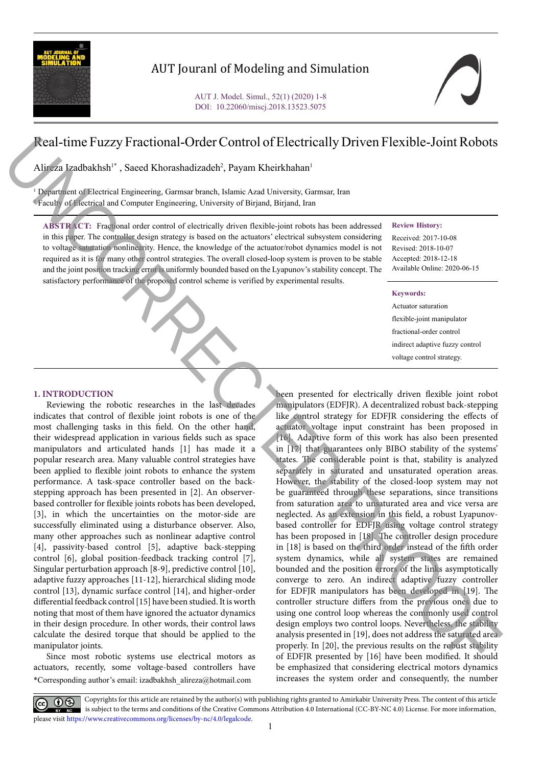# Real-time Fuzzy Fractional-Order Control of Electrically Driven Flexible-Joint Robots

Alireza Izadbakhsh[1*], Saeed Khorashadizadeh[2], Payam Kheirkhahan[1]

[1] Department of Electrical Engineering, Garmsar branch, Islamic Azad University, Garmsar, Iran
[2] Faculty of Electrical and Computer Engineering, University of Birjand, Birjand, Iran

**ABSTRACT:** Fractional order control of electrically driven flexible-joint robots has been addressed in this paper. The controller design strategy is based on the actuators' electrical subsystem considering to voltage saturation nonlinearity. Hence, the knowledge of the actuator/robot dynamics model is not required as it is for many other control strategies. The overall closed-loop system is proven to be stable and the joint position tracking error is uniformly bounded based on the Lyapunov's stability concept. The satisfactory performance of the proposed control scheme is verified by experimental results.

**Review History:**

Received: 2017-10-08
Revised: 2018-10-07
Accepted: 2018-12-18
Available Online: 2020-06-15

**Keywords:**

Actuator saturation
flexible-joint manipulator
fractional-order control
indirect adaptive fuzzy control
voltage control strategy.

## 1. INTRODUCTION

Reviewing the robotic researches in the last decades indicates that control of flexible joint robots is one of the most challenging tasks in this field. On the other hand, their widespread application in various fields such as space manipulators and articulated hands [1] has made it a popular research area. Many valuable control strategies have been applied to flexible joint robots to enhance the system performance. A task-space controller based on the back-stepping approach has been presented in [2]. An observer-based controller for flexible joints robots has been developed, [3], in which the uncertainties on the motor-side are successfully eliminated using a disturbance observer. Also, many other approaches such as nonlinear adaptive control [4], passivity-based control [5], adaptive back-stepping control [6], global position-feedback tracking control [7], Singular perturbation approach [8-9], predictive control [10], adaptive fuzzy approaches [11-12], hierarchical sliding mode control [13], dynamic surface control [14], and higher-order differential feedback control [15] have been studied. It is worth noting that most of them have ignored the actuator dynamics in their design procedure. In other words, their control laws calculate the desired torque that should be applied to the manipulator joints.

Since most robotic systems use electrical motors as actuators, recently, some voltage-based controllers have been presented for electrically driven flexible joint robot manipulators (EDFJR). A decentralized robust back-stepping like control strategy for EDFJR considering the effects of actuator voltage input constraint has been proposed in [16]. Adaptive form of this work has also been presented in [17] that guarantees only BIBO stability of the systems' states. The considerable point is that, stability is analyzed separately in saturated and unsaturated operation areas. However, the stability of the closed-loop system may not be guaranteed through these separations, since transitions from saturation area to unsaturated area and vice versa are neglected. As an extension in this field, a robust Lyapunov-based controller for EDFJR using voltage control strategy has been proposed in [18]. The controller design procedure in [18] is based on the third order instead of the fifth order system dynamics, while all system states are remained bounded and the position errors of the links asymptotically converge to zero. An indirect adaptive fuzzy controller for EDFJR manipulators has been developed in [19]. The controller structure differs from the previous ones due to using one control loop whereas the commonly used control design employs two control loops. Nevertheless, the stability analysis presented in [19], does not address the saturated area properly. In [20], the previous results on the robust stability of EDFJR presented by [16] have been modified. It should be emphasized that considering electrical motors dynamics increases the system order and consequently, the number

*Corresponding author's email: izadbakhsh_alireza@hotmail.com

Copyrights for this article are retained by the author(s) with publishing rights granted to Amirkabir University Press. The content of this article is subject to the terms and conditions of the Creative Commons Attribution 4.0 International (CC-BY-NC 4.0) License. For more information, please visit https://www.creativecommons.org/licenses/by-nc/4.0/legalcode.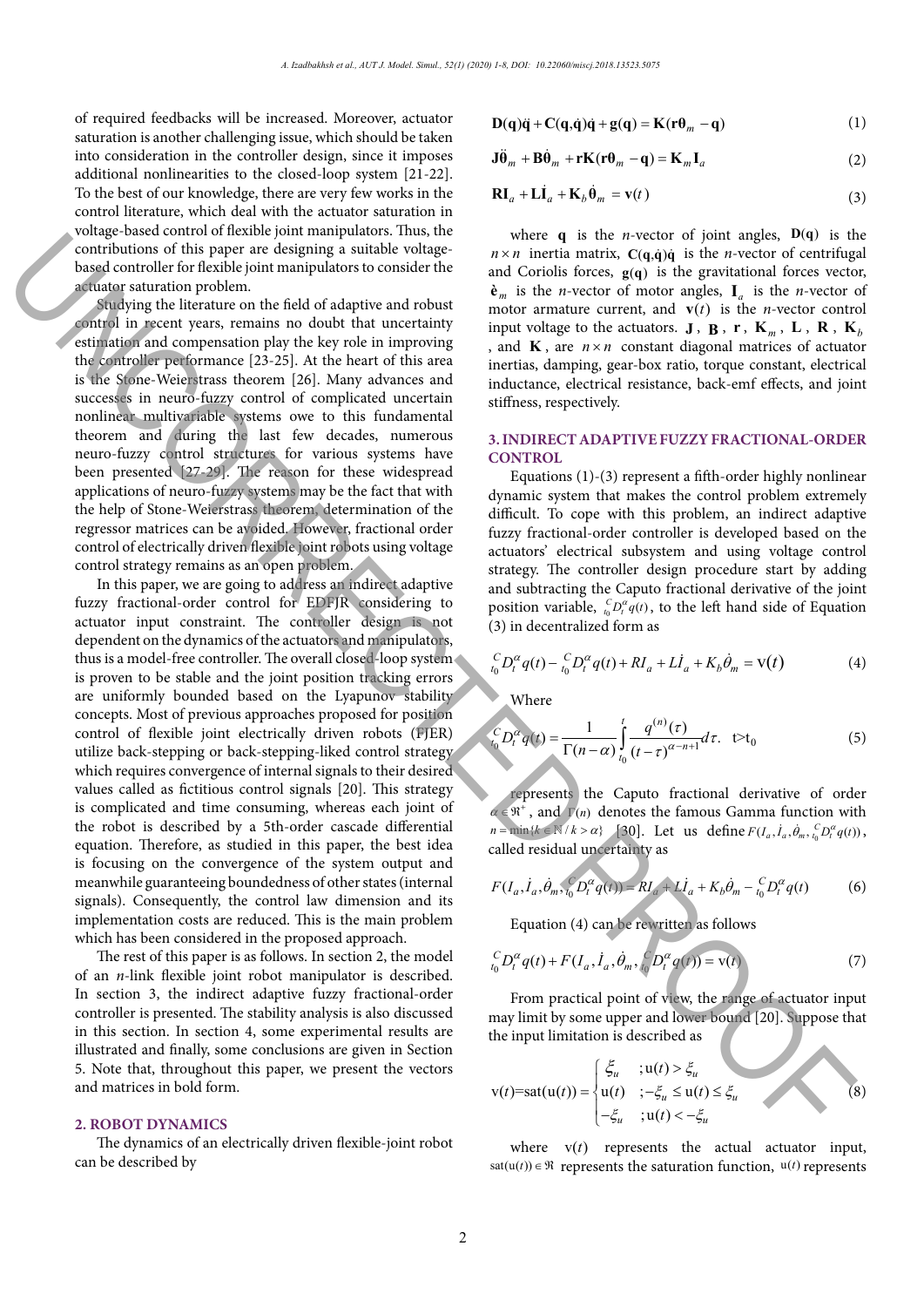of required feedbacks will be increased. Moreover, actuator saturation is another challenging issue, which should be taken into consideration in the controller design, since it imposes additional nonlinearities to the closed-loop system [21-22]. To the best of our knowledge, there are very few works in the control literature, which deal with the actuator saturation in voltage-based control of flexible joint manipulators. Thus, the contributions of this paper are designing a suitable voltage-based controller for flexible joint manipulators to consider the actuator saturation problem.

Studying the literature on the field of adaptive and robust control in recent years, remains no doubt that uncertainty estimation and compensation play the key role in improving the controller performance [23-25]. At the heart of this area is the Stone-Weierstrass theorem [26]. Many advances and successes in neuro-fuzzy control of complicated uncertain nonlinear multivariable systems owe to this fundamental theorem and during the last few decades, numerous neuro-fuzzy control structures for various systems have been presented [27-29]. The reason for these widespread applications of neuro-fuzzy systems may be the fact that with the help of Stone-Weierstrass theorem, determination of the regressor matrices can be avoided. However, fractional order control of electrically driven flexible joint robots using voltage control strategy remains as an open problem.

In this paper, we are going to address an indirect adaptive fuzzy fractional-order control for EDFJR considering to actuator input constraint. The controller design is not dependent on the dynamics of the actuators and manipulators, thus is a model-free controller. The overall closed-loop system is proven to be stable and the joint position tracking errors are uniformly bounded based on the Lyapunov stability concepts. Most of previous approaches proposed for position control of flexible joint electrically driven robots (FJER) utilize back-stepping or back-stepping-liked control strategy which requires convergence of internal signals to their desired values called as fictitious control signals [20]. This strategy is complicated and time consuming, whereas each joint of the robot is described by a 5th-order cascade differential equation. Therefore, as studied in this paper, the best idea is focusing on the convergence of the system output and meanwhile guaranteeing boundedness of other states (internal signals). Consequently, the control law dimension and its implementation costs are reduced. This is the main problem which has been considered in the proposed approach.

The rest of this paper is as follows. In section 2, the model of an *n*-link flexible joint robot manipulator is described. In section 3, the indirect adaptive fuzzy fractional-order controller is presented. The stability analysis is also discussed in this section. In section 4, some experimental results are illustrated and finally, some conclusions are given in Section 5. Note that, throughout this paper, we present the vectors and matrices in bold form.

## 2. ROBOT DYNAMICS

The dynamics of an electrically driven flexible-joint robot can be described by

$$\mathbf{D}(\mathbf{q})\ddot{\mathbf{q}} + \mathbf{C}(\mathbf{q},\dot{\mathbf{q}})\dot{\mathbf{q}} + \mathbf{g}(\mathbf{q}) = \mathbf{K}(\mathbf{r}\boldsymbol{\theta}_m - \mathbf{q}) \tag{1}$$

$$\mathbf{J}\ddot{\boldsymbol{\theta}}_m + \mathbf{B}\dot{\boldsymbol{\theta}}_m + \mathbf{r}\mathbf{K}(\mathbf{r}\boldsymbol{\theta}_m - \mathbf{q}) = \mathbf{K}_m\mathbf{I}_a \tag{2}$$

$$\mathbf{R}\mathbf{I}_a + \mathbf{L}\dot{\mathbf{I}}_a + \mathbf{K}_b\dot{\boldsymbol{\theta}}_m = \mathbf{v}(t) \tag{3}$$

where $\mathbf{q}$ is the *n*-vector of joint angles, $\mathbf{D}(\mathbf{q})$ is the $n\times n$ inertia matrix, $\mathbf{C}(\mathbf{q},\dot{\mathbf{q}})\dot{\mathbf{q}}$ is the *n*-vector of centrifugal and Coriolis forces, $\mathbf{g}(\mathbf{q})$ is the gravitational forces vector, $\mathbf{\grave{e}}_m$ is the *n*-vector of motor angles, $\mathbf{I}_a$ is the *n*-vector of motor armature current, and $\mathbf{v}(t)$ is the *n*-vector control input voltage to the actuators. $\mathbf{J}$, $\mathbf{B}$, $\mathbf{r}$, $\mathbf{K}_m$, $\mathbf{L}$, $\mathbf{R}$, $\mathbf{K}_b$, and $\mathbf{K}$, are $n\times n$ constant diagonal matrices of actuator inertias, damping, gear-box ratio, torque constant, electrical inductance, electrical resistance, back-emf effects, and joint stiffness, respectively.

## 3. INDIRECT ADAPTIVE FUZZY FRACTIONAL-ORDER CONTROL

Equations (1)-(3) represent a fifth-order highly nonlinear dynamic system that makes the control problem extremely difficult. To cope with this problem, an indirect adaptive fuzzy fractional-order controller is developed based on the actuators' electrical subsystem and using voltage control strategy. The controller design procedure start by adding and subtracting the Caputo fractional derivative of the joint position variable, ${}_{t_0}^{C}D_t^{\alpha}q(t)$, to the left hand side of Equation (3) in decentralized form as

$${}_{t_0}^{C}D_t^{\alpha}q(t) - {}_{t_0}^{C}D_t^{\alpha}q(t) + RI_a + L\dot{I}_a + K_b\dot{\theta}_m = \mathrm{v}(t) \tag{4}$$

Where

$${}_{t_0}^{C}D_t^{\alpha}q(t) = \frac{1}{\Gamma(n-\alpha)}\int_{t_0}^{t}\frac{q^{(n)}(\tau)}{(t-\tau)^{\alpha-n+1}}d\tau. \quad \mathrm{t}>\mathrm{t}_0 \tag{5}$$

represents the Caputo fractional derivative of order $\alpha\in\Re^{+}$, and $\Gamma(n)$ denotes the famous Gamma function with $n=\min\{k\in\mathbb{N}/k>\alpha\}$ [30]. Let us define $F(I_a,\dot{I}_a,\dot{\theta}_m,{}_{t_0}^{C}D_t^{\alpha}q(t))$, called residual uncertainty as

$$F(I_a,\dot{I}_a,\dot{\theta}_m,{}_{t_0}^{C}D_t^{\alpha}q(t)) = RI_a + L\dot{I}_a + K_b\dot{\theta}_m - {}_{t_0}^{C}D_t^{\alpha}q(t) \tag{6}$$

Equation (4) can be rewritten as follows

$${}_{t_0}^{C}D_t^{\alpha}q(t) + F(I_a,\dot{I}_a,\dot{\theta}_m,{}_{t_0}^{C}D_t^{\alpha}q(t)) = \mathrm{v}(t) \tag{7}$$

From practical point of view, the range of actuator input may limit by some upper and lower bound [20]. Suppose that the input limitation is described as

$$\mathrm{v}(t)=\mathrm{sat}(\mathrm{u}(t)) = \begin{cases} \xi_u & ;\mathrm{u}(t)>\xi_u \\ \mathrm{u}(t) & ;-\xi_u\le \mathrm{u}(t)\le\xi_u \\ -\xi_u & ;\mathrm{u}(t)<-\xi_u \end{cases} \tag{8}$$

where $\mathrm{v}(t)$ represents the actual actuator input, $\mathrm{sat}(\mathrm{u}(t))\in\Re$ represents the saturation function, $\mathrm{u}(t)$ represents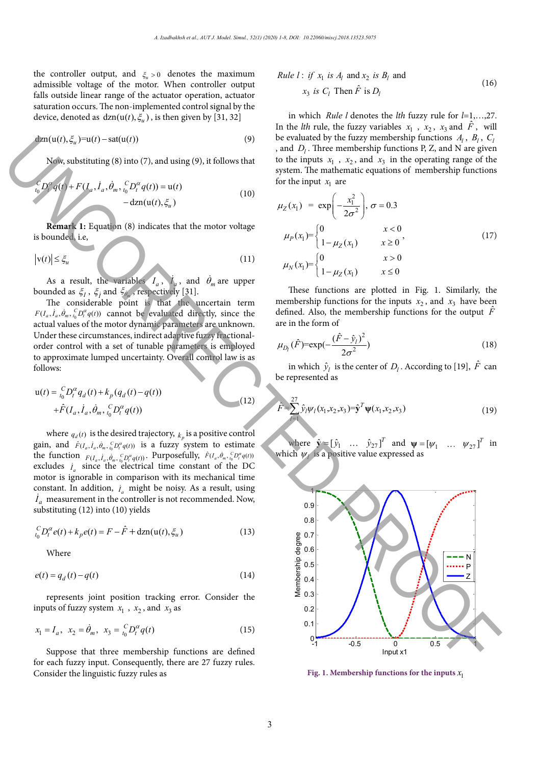the controller output, and $\xi_u > 0$ denotes the maximum admissible voltage of the motor. When controller output falls outside linear range of the actuator operation, actuator saturation occurs. The non-implemented control signal by the device, denoted as $\text{dzn}(\text{u}(t), \xi_u)$, is then given by [31, 32]

$$\text{dzn}(\text{u}(t), \xi_u) = \text{u}(t) - \text{sat}(\text{u}(t)) \tag{9}$$

Now, substituting (8) into (7), and using (9), it follows that

$$ {}_{t_0}^{C}D_t^{\alpha} q(t) + F(I_a, \dot{I}_a, \dot{\theta}_m, {}_{t_0}^{C}D_t^{\alpha} q(t)) = \text{u}(t) - \text{dzn}(\text{u}(t), \xi_u) \tag{10}$$

**Remark 1:** Equation (8) indicates that the motor voltage is bounded, i.e,

$$|\text{v}(t)| \le \xi_u \tag{11}$$

As a result, the variables $I_a$, $\dot{I}_a$, and $\dot{\theta}_m$ are upper bounded as $\xi_I$, $\xi_{\dot{I}}$ and $\xi_{\dot{\theta}_m}$, respectively [31].

The considerable point is that the uncertain term $F(I_a, \dot{I}_a, \dot{\theta}_m, {}_{t_0}^{C}D_t^{\alpha} q(t))$ cannot be evaluated directly, since the actual values of the motor dynamic parameters are unknown. Under these circumstances, indirect adaptive fuzzy fractional-order control with a set of tunable parameters is employed to approximate lumped uncertainty. Overall control law is as follows:

$$\text{u}(t) = {}_{t_0}^{C}D_t^{\alpha} q_d(t) + k_p(q_d(t) - q(t)) + \hat{F}(I_a, \dot{I}_a, \dot{\theta}_m, {}_{t_0}^{C}D_t^{\alpha} q(t)) \tag{12}$$

where $q_d(t)$ is the desired trajectory, $k_p$ is a positive control gain, and $\hat{F}(I_a, \dot{I}_a, \dot{\theta}_m, {}_{t_0}^{C}D_t^{\alpha} q(t))$ is a fuzzy system to estimate the function $F(I_a, \dot{I}_a, \dot{\theta}_m, {}_{t_0}^{C}D_t^{\alpha} q(t))$. Purposefully, $\hat{F}(I_a, \dot{I}_a, \dot{\theta}_m, {}_{t_0}^{C}D_t^{\alpha} q(t))$ excludes $\dot{I}_a$ since the electrical time constant of the DC motor is ignorable in comparison with its mechanical time constant. In addition, $\dot{I}_a$ might be noisy. As a result, using $\dot{I}_a$ measurement in the controller is not recommended. Now, substituting (12) into (10) yields

$$ {}_{t_0}^{C}D_t^{\alpha} e(t) + k_p e(t) = F - \hat{F} + \text{dzn}(\text{u}(t), \xi_u) \tag{13}$$

Where

$$e(t) = q_d(t) - q(t) \tag{14}$$

represents joint position tracking error. Consider the inputs of fuzzy system $x_1$, $x_2$, and $x_3$ as

$$x_1 = I_a, \quad x_2 = \dot{\theta}_m, \quad x_3 = {}_{t_0}^{C}D_t^{\alpha} q(t) \tag{15}$$

Suppose that three membership functions are defined for each fuzzy input. Consequently, there are 27 fuzzy rules. Consider the linguistic fuzzy rules as

$$\textit{Rule } l: \textit{ if } x_1 \textit{ is } A_l \text{ and } x_2 \textit{ is } B_l \text{ and } x_3 \textit{ is } C_l \text{ Then } \hat{F} \text{ is } D_l \tag{16}$$

in which *Rule l* denotes the *lth* fuzzy rule for $l$=1,…,27. In the *lth* rule, the fuzzy variables $x_1$, $x_2$, $x_3$ and $\hat{F}$, will be evaluated by the fuzzy membership functions $A_l$, $B_l$, $C_l$, and $D_l$. Three membership functions P, Z, and N are given to the inputs $x_1$, $x_2$, and $x_3$ in the operating range of the system. The mathematical equations of membership functions for the input $x_1$ are

$$\begin{aligned}
\mu_Z(x_1) &= \exp\left(-\frac{x_1^2}{2\sigma^2}\right), \ \sigma = 0.3 \\
\mu_P(x_1) &= \begin{cases} 0 & x < 0 \\ 1 - \mu_Z(x_1) & x \ge 0 \end{cases}, \\
\mu_N(x_1) &= \begin{cases} 0 & x > 0 \\ 1 - \mu_Z(x_1) & x \le 0 \end{cases}
\end{aligned} \tag{17}$$

These functions are plotted in Fig. 1. Similarly, the membership functions for the inputs $x_2$, and $x_3$ have been defined. Also, the membership functions for the output $\hat{F}$ are in the form of

$$\mu_{D_l}(\hat{F}) = \exp\left(-\frac{(\hat{F} - \hat{y}_l)^2}{2\sigma^2}\right) \tag{18}$$

in which $\hat{y}_l$ is the center of $D_l$. According to [19], $\hat{F}$ can be represented as

$$\hat{F} = \sum_{l=1}^{27} \hat{y}_l \psi_l(x_1, x_2, x_3) = \hat{\mathbf{y}}^T \boldsymbol{\psi}(x_1, x_2, x_3) \tag{19}$$

where $\hat{\mathbf{y}} = [\hat{y}_1 \ \ \dots \ \ \hat{y}_{27}]^T$ and $\boldsymbol{\psi} = [\psi_1 \ \ \dots \ \ \psi_{27}]^T$ in which $\psi_l$ is a positive value expressed as

**Fig. 1. Membership functions for the inputs $x_1$**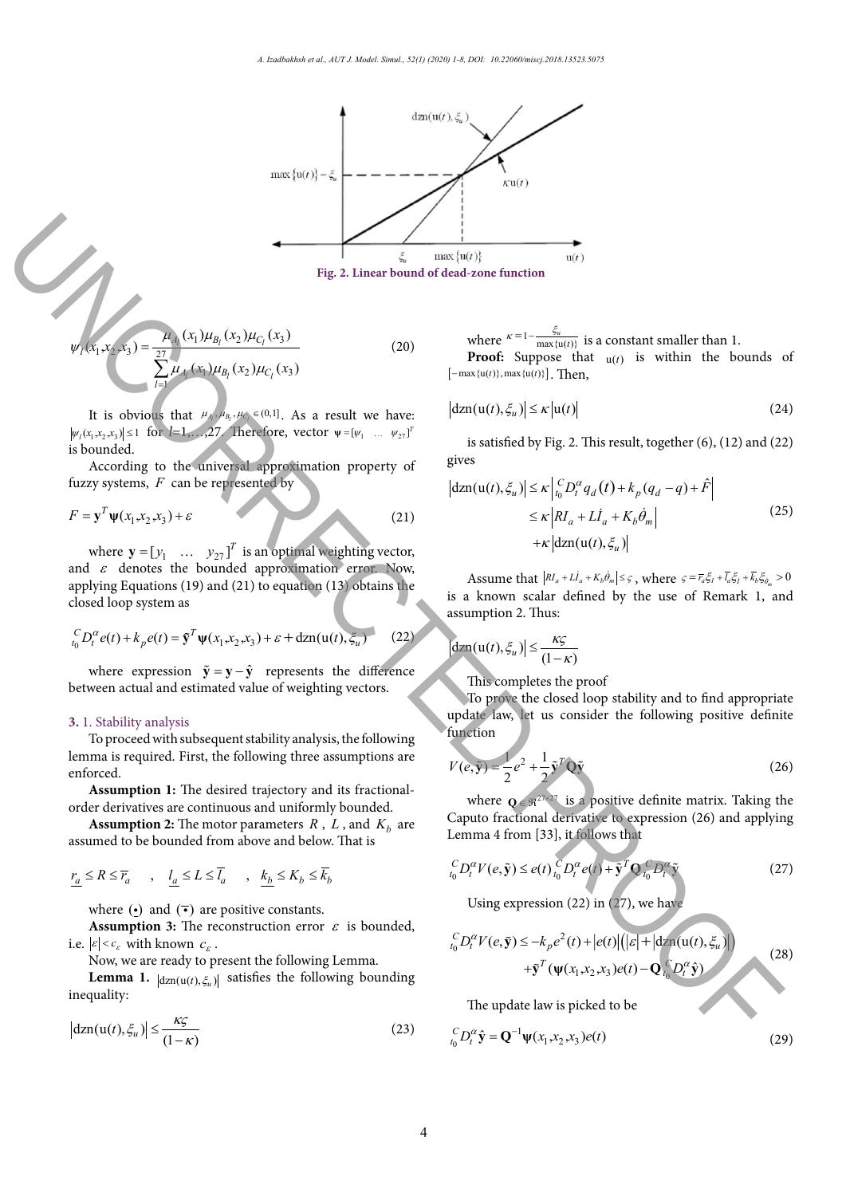Fig. 2. Linear bound of dead-zone function

$$\psi_l(x_1,x_2,x_3)=\frac{\mu_{A_l}(x_1)\mu_{B_l}(x_2)\mu_{C_l}(x_3)}{\sum_{l=1}^{27}\mu_{A_l}(x_1)\mu_{B_l}(x_2)\mu_{C_l}(x_3)} \tag{20}$$

It is obvious that $\mu_{A_l},\mu_{B_l},\mu_{C_l}\in(0,1]$. As a result we have: $|\psi_l(x_1,x_2,x_3)|\le 1$ for $l$=1,…,27. Therefore, vector $\boldsymbol{\psi}=[\psi_1 \ \ \dots \ \ \psi_{27}]^T$ is bounded.

According to the universal approximation property of fuzzy systems, $F$ can be represented by

$$F=\mathbf{y}^T\boldsymbol{\psi}(x_1,x_2,x_3)+\varepsilon \tag{21}$$

where $\mathbf{y}=[y_1 \ \ \dots \ \ y_{27}]^T$ is an optimal weighting vector, and $\varepsilon$ denotes the bounded approximation error. Now, applying Equations (19) and (21) to equation (13) obtains the closed loop system as

$${}_{t_0}^{C}D_t^{\alpha}e(t)+k_pe(t)=\tilde{\mathbf{y}}^T\boldsymbol{\psi}(x_1,x_2,x_3)+\varepsilon+\text{dzn}(\text{u}(t),\xi_u) \tag{22}$$

where expression $\tilde{\mathbf{y}}=\mathbf{y}-\hat{\mathbf{y}}$ represents the difference between actual and estimated value of weighting vectors.

### 3. 1. Stability analysis

To proceed with subsequent stability analysis, the following lemma is required. First, the following three assumptions are enforced.

**Assumption 1:** The desired trajectory and its fractional-order derivatives are continuous and uniformly bounded.

**Assumption 2:** The motor parameters $R$, $L$, and $K_b$ are assumed to be bounded from above and below. That is

$$\underline{r_a}\le R\le\overline{r}_a \quad , \quad \underline{l_a}\le L\le\overline{l}_a \quad , \quad \underline{k_b}\le K_b\le\overline{k}_b$$

where $\underline{(\cdot)}$ and $\overline{(\cdot)}$ are positive constants.

**Assumption 3:** The reconstruction error $\varepsilon$ is bounded, i.e. $|\varepsilon|<c_\varepsilon$ with known $c_\varepsilon$.

Now, we are ready to present the following Lemma.

**Lemma 1.** $|\text{dzn}(\text{u}(t),\xi_u)|$ satisfies the following bounding inequality:

$$|\text{dzn}(\text{u}(t),\xi_u)|\le\frac{\kappa\varsigma}{(1-\kappa)} \tag{23}$$

where $\kappa=1-\frac{\xi_u}{\max\{\text{u}(t)\}}$ is a constant smaller than 1.

**Proof:** Suppose that $\text{u}(t)$ is within the bounds of $[-\max\{\text{u}(t)\},\max\{\text{u}(t)\}]$. Then,

$$|\text{dzn}(\text{u}(t),\xi_u)|\le\kappa|\text{u}(t)| \tag{24}$$

is satisfied by Fig. 2. This result, together (6), (12) and (22) gives

$$\begin{aligned}|\text{dzn}(\text{u}(t),\xi_u)|&\le\kappa\left|{}_{t_0}^{C}D_t^{\alpha}q_d(t)+k_p(q_d-q)+\hat{F}\right|\\&\le\kappa\left|RI_a+L\dot{I}_a+K_b\dot{\theta}_m\right|\\&\quad+\kappa|\text{dzn}(\text{u}(t),\xi_u)|\end{aligned} \tag{25}$$

Assume that $|RI_a+L\dot{I}_a+K_b\dot{\theta}_m|\le\varsigma$, where $\varsigma=\overline{r}_a\xi_I+\overline{l}_a\xi_{\dot{I}}+\overline{k}_b\xi_{\dot{\theta}_m}>0$ is a known scalar defined by the use of Remark 1, and assumption 2. Thus:

$$|\text{dzn}(\text{u}(t),\xi_u)|\le\frac{\kappa\varsigma}{(1-\kappa)}$$

This completes the proof

To prove the closed loop stability and to find appropriate update law, let us consider the following positive definite function

$$V(e,\tilde{\mathbf{y}})=\frac{1}{2}e^2+\frac{1}{2}\tilde{\mathbf{y}}^T\mathbf{Q}\tilde{\mathbf{y}} \tag{26}$$

where $\mathbf{Q}\in\Re^{27\times27}$ is a positive definite matrix. Taking the Caputo fractional derivative to expression (26) and applying Lemma 4 from [33], it follows that

$${}_{t_0}^{C}D_t^{\alpha}V(e,\tilde{\mathbf{y}})\le e(t)\,{}_{t_0}^{C}D_t^{\alpha}e(t)+\tilde{\mathbf{y}}^T\mathbf{Q}\,{}_{t_0}^{C}D_t^{\alpha}\tilde{\mathbf{y}} \tag{27}$$

Using expression (22) in (27), we have

$$\begin{aligned}{}_{t_0}^{C}D_t^{\alpha}V(e,\tilde{\mathbf{y}})\le&-k_pe^2(t)+|e(t)|\left(|\varepsilon|+|\text{dzn}(\text{u}(t),\xi_u)|\right)\\&+\tilde{\mathbf{y}}^T\left(\boldsymbol{\psi}(x_1,x_2,x_3)e(t)-\mathbf{Q}\,{}_{t_0}^{C}D_t^{\alpha}\hat{\mathbf{y}}\right)\end{aligned} \tag{28}$$

The update law is picked to be

$${}_{t_0}^{C}D_t^{\alpha}\hat{\mathbf{y}}=\mathbf{Q}^{-1}\boldsymbol{\psi}(x_1,x_2,x_3)e(t) \tag{29}$$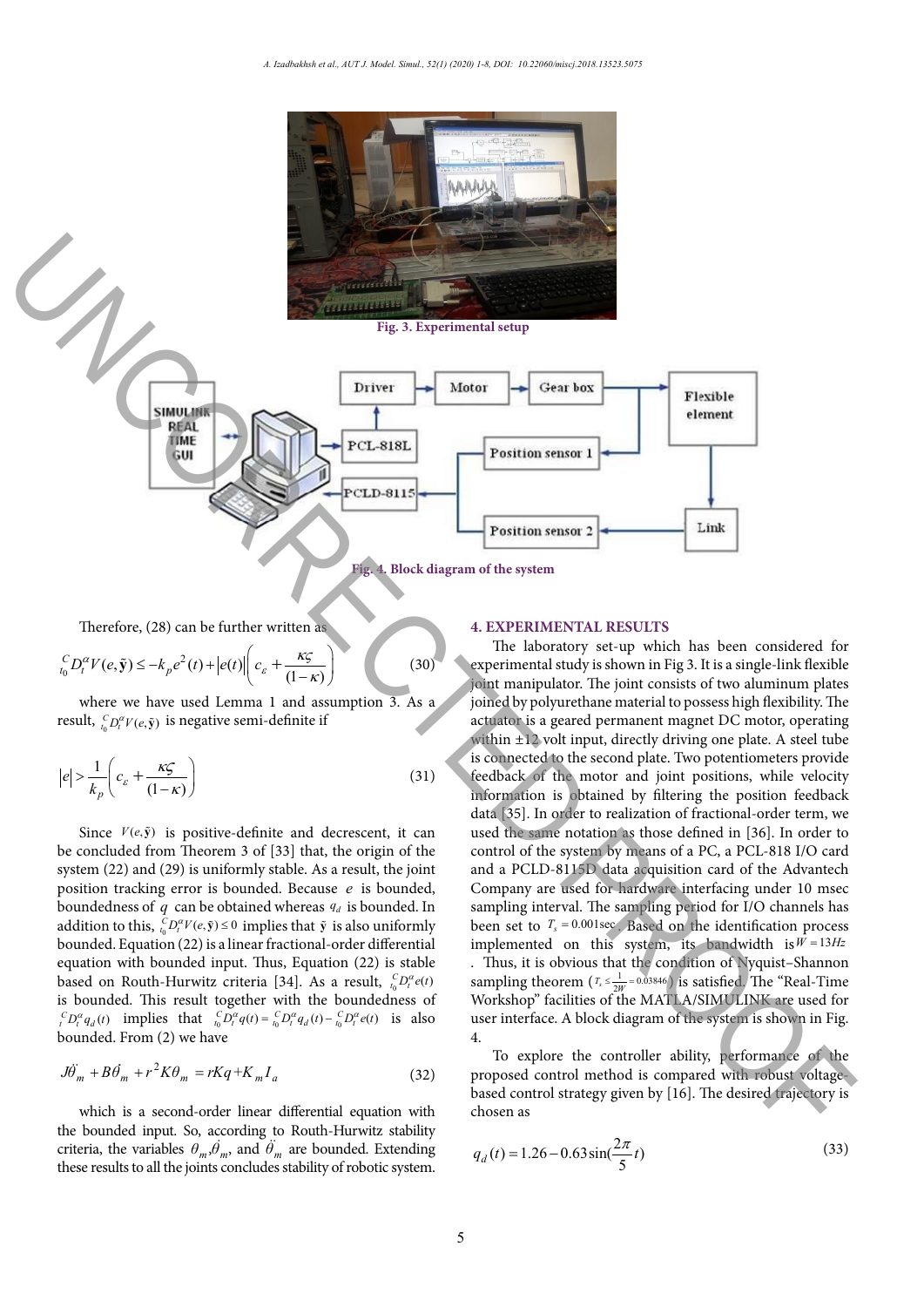Fig. 3. Experimental setup

Fig. 4. Block diagram of the system

Therefore, (28) can be further written as

$$ {}_{t_0}^{C}D_t^{\alpha}V(e,\tilde{\mathbf{y}}) \le -k_p e^2(t) + |e(t)|\left(c_\varepsilon + \frac{\kappa\varsigma}{(1-\kappa)}\right) \tag{30} $$

where we have used Lemma 1 and assumption 3. As a result, ${}_{t_0}^{C}D_t^{\alpha}V(e,\tilde{\mathbf{y}})$ is negative semi-definite if

$$ |e| > \frac{1}{k_p}\left(c_\varepsilon + \frac{\kappa\varsigma}{(1-\kappa)}\right) \tag{31} $$

Since $V(e,\tilde{\mathbf{y}})$ is positive-definite and decrescent, it can be concluded from Theorem 3 of [33] that, the origin of the system (22) and (29) is uniformly stable. As a result, the joint position tracking error is bounded. Because $e$ is bounded, boundedness of $q$ can be obtained whereas $q_d$ is bounded. In addition to this, ${}_{t_0}^{C}D_t^{\alpha}V(e,\tilde{\mathbf{y}}) \le 0$ implies that $\tilde{\mathbf{y}}$ is also uniformly bounded. Equation (22) is a linear fractional-order differential equation with bounded input. Thus, Equation (22) is stable based on Routh-Hurwitz criteria [34]. As a result, ${}_{t_0}^{C}D_t^{\alpha}e(t)$ is bounded. This result together with the boundedness of ${}_{t}^{C}D_t^{\alpha}q_d(t)$ implies that ${}_{t_0}^{C}D_t^{\alpha}q(t) = {}_{t_0}^{C}D_t^{\alpha}q_d(t) - {}_{t_0}^{C}D_t^{\alpha}e(t)$ is also bounded. From (2) we have

$$ J\ddot{\theta}_m + B\dot{\theta}_m + r^2K\theta_m = rKq + K_m I_a \tag{32} $$

which is a second-order linear differential equation with the bounded input. So, according to Routh-Hurwitz stability criteria, the variables $\theta_m, \dot{\theta}_m$, and $\ddot{\theta}_m$ are bounded. Extending these results to all the joints concludes stability of robotic system.

## 4. EXPERIMENTAL RESULTS

The laboratory set-up which has been considered for experimental study is shown in Fig 3. It is a single-link flexible joint manipulator. The joint consists of two aluminum plates joined by polyurethane material to possess high flexibility. The actuator is a geared permanent magnet DC motor, operating within ±12 volt input, directly driving one plate. A steel tube is connected to the second plate. Two potentiometers provide feedback of the motor and joint positions, while velocity information is obtained by filtering the position feedback data [35]. In order to realization of fractional-order term, we used the same notation as those defined in [36]. In order to control of the system by means of a PC, a PCL-818 I/O card and a PCLD-8115D data acquisition card of the Advantech Company are used for hardware interfacing under 10 msec sampling interval. The sampling period for I/O channels has been set to $T_s = 0.001\text{sec}$. Based on the identification process implemented on this system, its bandwidth is $W = 13Hz$. Thus, it is obvious that the condition of Nyquist–Shannon sampling theorem ($T_s \le \frac{1}{2W} = 0.03846$) is satisfied. The "Real-Time Workshop" facilities of the MATLA/SIMULINK are used for user interface. A block diagram of the system is shown in Fig. 4.

To explore the controller ability, performance of the proposed control method is compared with robust voltage-based control strategy given by [16]. The desired trajectory is chosen as

$$ q_d(t) = 1.26 - 0.63\sin\left(\frac{2\pi}{5}t\right) \tag{33} $$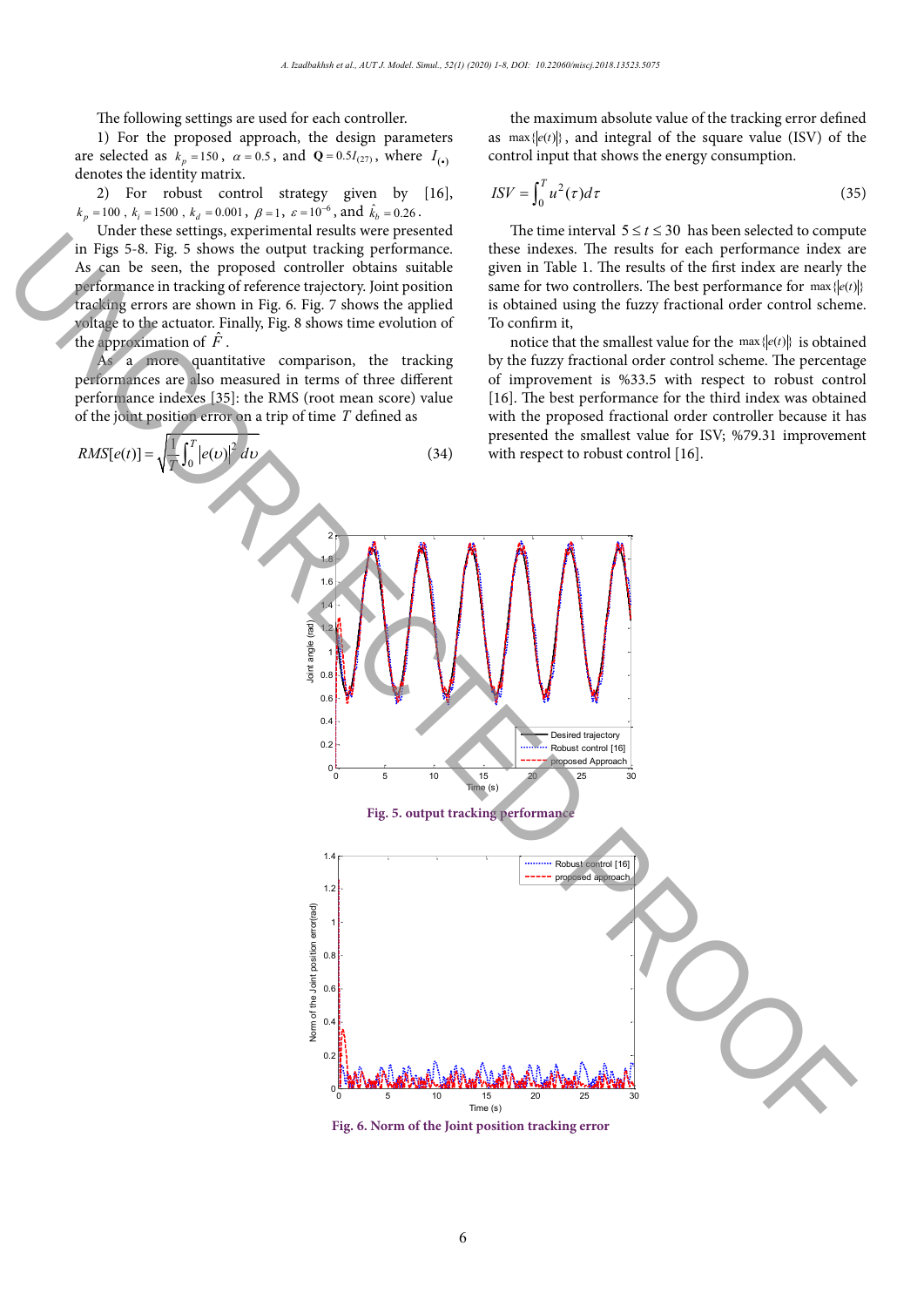The following settings are used for each controller.

1) For the proposed approach, the design parameters are selected as $k_p = 150$, $\alpha = 0.5$, and $\mathbf{Q} = 0.5I_{(27)}$, where $I_{(\bullet)}$ denotes the identity matrix.

2) For robust control strategy given by [16], $k_p = 100$, $k_i = 1500$, $k_d = 0.001$, $\beta = 1$, $\varepsilon = 10^{-6}$, and $\hat{k}_b = 0.26$.

Under these settings, experimental results were presented in Figs 5-8. Fig. 5 shows the output tracking performance. As can be seen, the proposed controller obtains suitable performance in tracking of reference trajectory. Joint position tracking errors are shown in Fig. 6. Fig. 7 shows the applied voltage to the actuator. Finally, Fig. 8 shows time evolution of the approximation of $\hat{F}$.

As a more quantitative comparison, the tracking performances are also measured in terms of three different performance indexes [35]: the RMS (root mean score) value of the joint position error on a trip of time $T$ defined as

$$RMS[e(t)] = \sqrt{\frac{1}{T}\int_0^T \left|e(\upsilon)\right|^2 d\upsilon} \tag{34}$$

the maximum absolute value of the tracking error defined as $\max\{|e(t)|\}$, and integral of the square value (ISV) of the control input that shows the energy consumption.

$$ISV = \int_0^T u^2(\tau)d\tau \tag{35}$$

The time interval $5 \le t \le 30$ has been selected to compute these indexes. The results for each performance index are given in Table 1. The results of the first index are nearly the same for two controllers. The best performance for $\max\{|e(t)|\}$ is obtained using the fuzzy fractional order control scheme. To confirm it,

notice that the smallest value for the $\max\{|e(t)|\}$ is obtained by the fuzzy fractional order control scheme. The percentage of improvement is %33.5 with respect to robust control [16]. The best performance for the third index was obtained with the proposed fractional order controller because it has presented the smallest value for ISV; %79.31 improvement with respect to robust control [16].

**Fig. 5. output tracking performance**

**Fig. 6. Norm of the Joint position tracking error**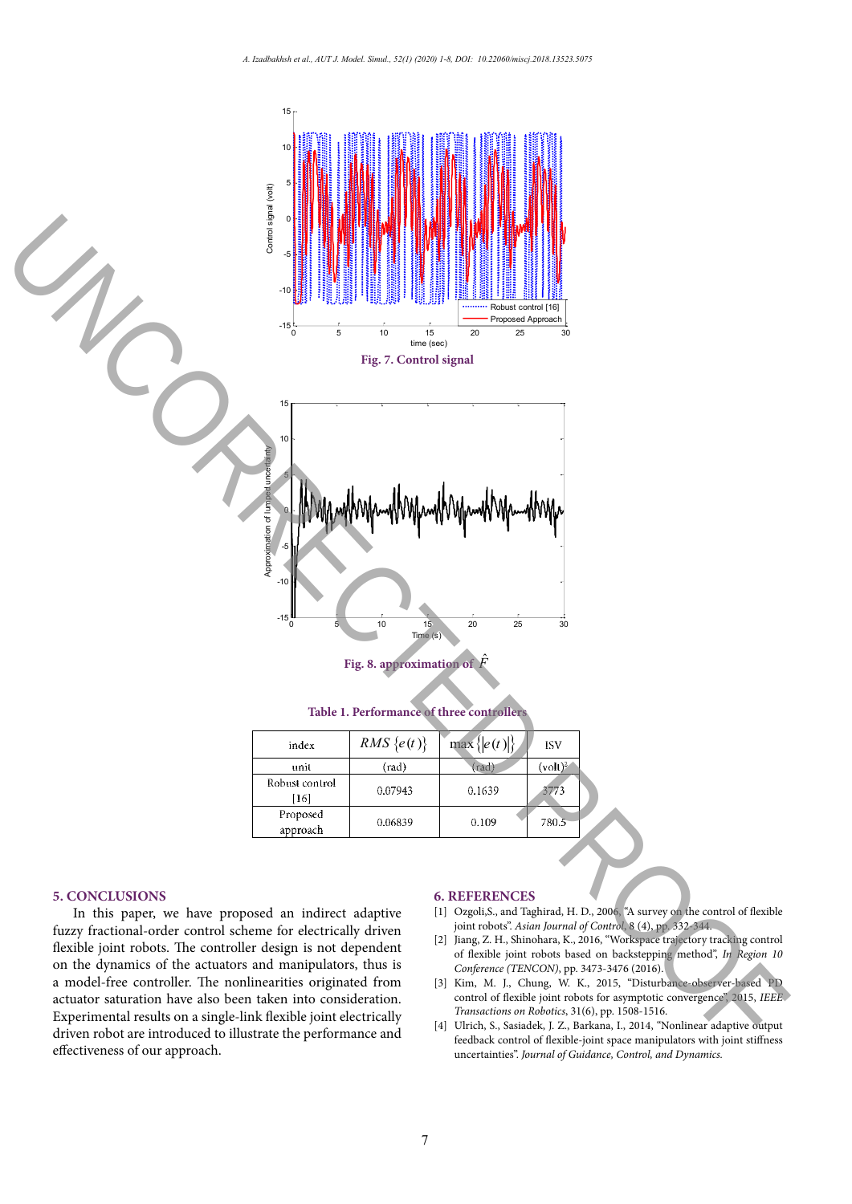Fig. 7. Control signal

Fig. 8. approximation of $\hat{F}$

**Table 1. Performance of three controllers**

| index | $RMS\{e(t)\}$ | $\max\{\lvert e(t)\rvert\}$ | ISV |
|---|---|---|---|
| unit | (rad) | (rad) | $(volt)^2$ |
| Robust control [16] | 0.07943 | 0.1639 | 3773 |
| Proposed approach | 0.06839 | 0.109 | 780.5 |

## 5. CONCLUSIONS

In this paper, we have proposed an indirect adaptive fuzzy fractional-order control scheme for electrically driven flexible joint robots. The controller design is not dependent on the dynamics of the actuators and manipulators, thus is a model-free controller. The nonlinearities originated from actuator saturation have also been taken into consideration. Experimental results on a single-link flexible joint electrically driven robot are introduced to illustrate the performance and effectiveness of our approach.

## 6. REFERENCES

[1] Ozgoli,S., and Taghirad, H. D., 2006, "A survey on the control of flexible joint robots". *Asian Journal of Control*, 8 (4), pp. 332-344.

[2] Jiang, Z. H., Shinohara, K., 2016, "Workspace trajectory tracking control of flexible joint robots based on backstepping method", *In Region 10 Conference (TENCON)*, pp. 3473-3476 (2016).

[3] Kim, M. J., Chung, W. K., 2015, "Disturbance-observer-based PD control of flexible joint robots for asymptotic convergence", 2015, *IEEE Transactions on Robotics*, 31(6), pp. 1508-1516.

[4] Ulrich, S., Sasiadek, J. Z., Barkana, I., 2014, "Nonlinear adaptive output feedback control of flexible-joint space manipulators with joint stiffness uncertainties". *Journal of Guidance, Control, and Dynamics.*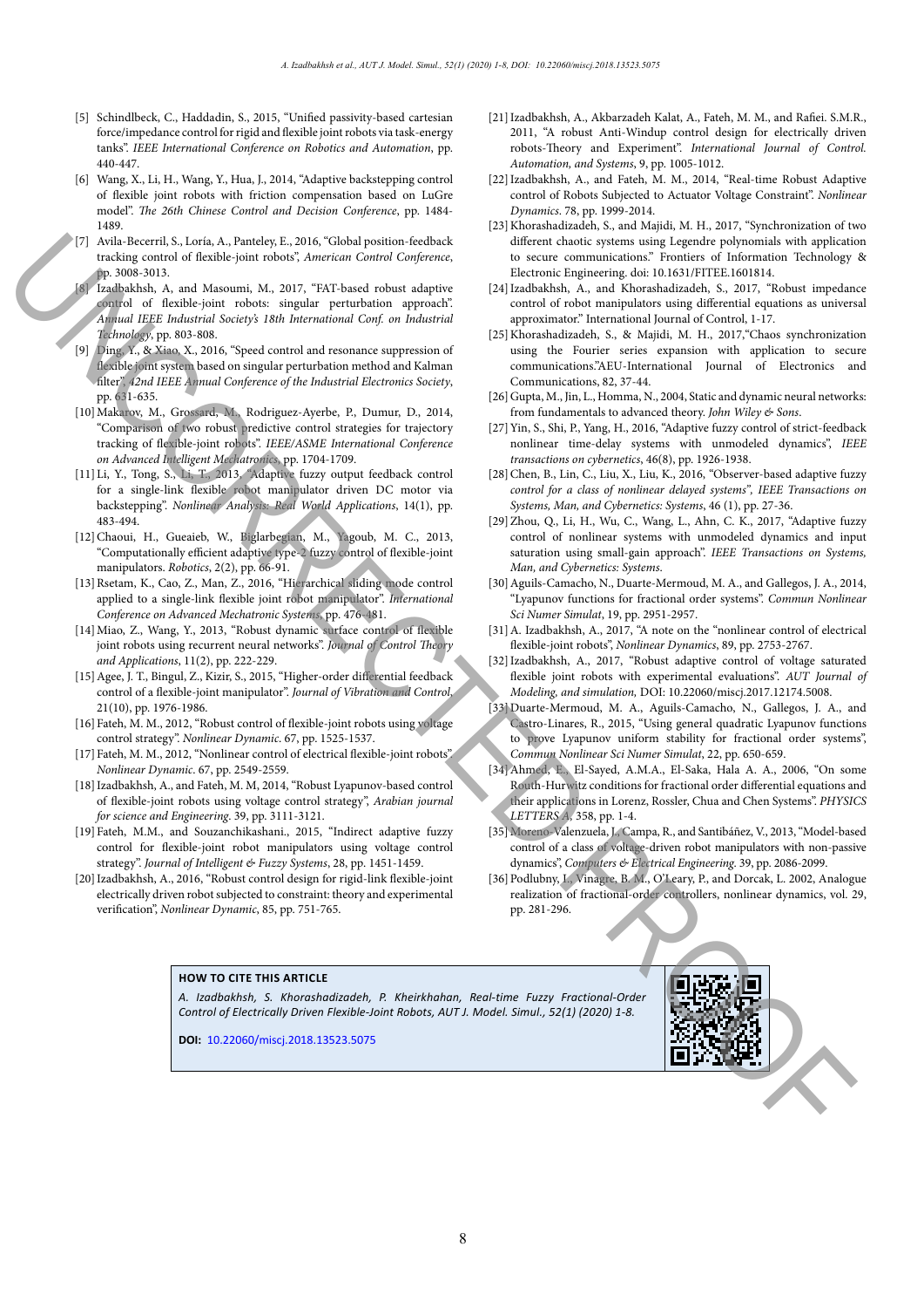[5] Schindlbeck, C., Haddadin, S., 2015, "Unified passivity-based cartesian force/impedance control for rigid and flexible joint robots via task-energy tanks". *IEEE International Conference on Robotics and Automation*, pp. 440-447.

[6] Wang, X., Li, H., Wang, Y., Hua, J., 2014, "Adaptive backstepping control of flexible joint robots with friction compensation based on LuGre model". *The 26th Chinese Control and Decision Conference*, pp. 1484-1489.

[7] Avila-Becerril, S., Loría, A., Panteley, E., 2016, "Global position-feedback tracking control of flexible-joint robots", *American Control Conference*, pp. 3008-3013.

[8] Izadbakhsh, A, and Masoumi, M., 2017, "FAT-based robust adaptive control of flexible-joint robots: singular perturbation approach". *Annual IEEE Industrial Society's 18th International Conf. on Industrial Technology*, pp. 803-808.

[9] Ding, Y., & Xiao, X., 2016, "Speed control and resonance suppression of flexible joint system based on singular perturbation method and Kalman filter". *42nd IEEE Annual Conference of the Industrial Electronics Society*, pp. 631-635.

[10] Makarov, M., Grossard, M., Rodriguez-Ayerbe, P., Dumur, D., 2014, "Comparison of two robust predictive control strategies for trajectory tracking of flexible-joint robots". *IEEE/ASME International Conference on Advanced Intelligent Mechatronics*, pp. 1704-1709.

[11] Li, Y., Tong, S., Li, T., 2013, "Adaptive fuzzy output feedback control for a single-link flexible robot manipulator driven DC motor via backstepping". *Nonlinear Analysis: Real World Applications*, 14(1), pp. 483-494.

[12] Chaoui, H., Gueaieb, W., Biglarbegian, M., Yagoub, M. C., 2013, "Computationally efficient adaptive type-2 fuzzy control of flexible-joint manipulators. *Robotics*, 2(2), pp. 66-91.

[13] Rsetam, K., Cao, Z., Man, Z., 2016, "Hierarchical sliding mode control applied to a single-link flexible joint robot manipulator". *International Conference on Advanced Mechatronic Systems*, pp. 476-481.

[14] Miao, Z., Wang, Y., 2013, "Robust dynamic surface control of flexible joint robots using recurrent neural networks". *Journal of Control Theory and Applications*, 11(2), pp. 222-229.

[15] Agee, J. T., Bingul, Z., Kizir, S., 2015, "Higher-order differential feedback control of a flexible-joint manipulator". *Journal of Vibration and Control*, 21(10), pp. 1976-1986.

[16] Fateh, M. M., 2012, "Robust control of flexible-joint robots using voltage control strategy". *Nonlinear Dynamic*. 67, pp. 1525-1537.

[17] Fateh, M. M., 2012, "Nonlinear control of electrical flexible-joint robots". *Nonlinear Dynamic*. 67, pp. 2549-2559.

[18] Izadbakhsh, A., and Fateh, M. M, 2014, "Robust Lyapunov-based control of flexible-joint robots using voltage control strategy", *Arabian journal for science and Engineering*. 39, pp. 3111-3121.

[19] Fateh, M.M., and Souzanchikashani., 2015, "Indirect adaptive fuzzy control for flexible-joint robot manipulators using voltage control strategy". *Journal of Intelligent & Fuzzy Systems*, 28, pp. 1451-1459.

[20] Izadbakhsh, A., 2016, "Robust control design for rigid-link flexible-joint electrically driven robot subjected to constraint: theory and experimental verification", *Nonlinear Dynamic*, 85, pp. 751-765.

[21] Izadbakhsh, A., Akbarzadeh Kalat, A., Fateh, M. M., and Rafiei. S.M.R., 2011, "A robust Anti-Windup control design for electrically driven robots-Theory and Experiment". *International Journal of Control. Automation, and Systems*, 9, pp. 1005-1012.

[22] Izadbakhsh, A., and Fateh, M. M., 2014, "Real-time Robust Adaptive control of Robots Subjected to Actuator Voltage Constraint". *Nonlinear Dynamics*. 78, pp. 1999-2014.

[23] Khorashadizadeh, S., and Majidi, M. H., 2017, "Synchronization of two different chaotic systems using Legendre polynomials with application to secure communications." Frontiers of Information Technology & Electronic Engineering. doi: 10.1631/FITEE.1601814.

[24] Izadbakhsh, A., and Khorashadizadeh, S., 2017, "Robust impedance control of robot manipulators using differential equations as universal approximator." International Journal of Control, 1-17.

[25] Khorashadizadeh, S., & Majidi, M. H., 2017,"Chaos synchronization using the Fourier series expansion with application to secure communications."AEU-International Journal of Electronics and Communications, 82, 37-44.

[26] Gupta, M., Jin, L., Homma, N., 2004, Static and dynamic neural networks: from fundamentals to advanced theory. *John Wiley & Sons*.

[27] Yin, S., Shi, P., Yang, H., 2016, "Adaptive fuzzy control of strict-feedback nonlinear time-delay systems with unmodeled dynamics", *IEEE transactions on cybernetics*, 46(8), pp. 1926-1938.

[28] Chen, B., Lin, C., Liu, X., Liu, K., 2016, "Observer-based adaptive fuzzy *control for a class of nonlinear delayed systems", IEEE Transactions on Systems, Man, and Cybernetics: Systems*, 46 (1), pp. 27-36.

[29] Zhou, Q., Li, H., Wu, C., Wang, L., Ahn, C. K., 2017, "Adaptive fuzzy control of nonlinear systems with unmodeled dynamics and input saturation using small-gain approach". *IEEE Transactions on Systems, Man, and Cybernetics: Systems*.

[30] Aguils-Camacho, N., Duarte-Mermoud, M. A., and Gallegos, J. A., 2014, "Lyapunov functions for fractional order systems". *Commun Nonlinear Sci Numer Simulat*, 19, pp. 2951-2957.

[31] A. Izadbakhsh, A., 2017, "A note on the "nonlinear control of electrical flexible-joint robots", *Nonlinear Dynamics*, 89, pp. 2753-2767.

[32] Izadbakhsh, A., 2017, "Robust adaptive control of voltage saturated flexible joint robots with experimental evaluations". *AUT Journal of Modeling, and simulation,* DOI: 10.22060/miscj.2017.12174.5008.

[33] Duarte-Mermoud, M. A., Aguils-Camacho, N., Gallegos, J. A., and Castro-Linares, R., 2015, "Using general quadratic Lyapunov functions to prove Lyapunov uniform stability for fractional order systems", *Commun Nonlinear Sci Numer Simulat*, 22, pp. 650-659.

[34] Ahmed, E., El-Sayed, A.M.A., El-Saka, Hala A. A., 2006, "On some Routh-Hurwitz conditions for fractional order differential equations and their applications in Lorenz, Rossler, Chua and Chen Systems". *PHYSICS LETTERS A*, 358, pp. 1-4.

[35] Moreno-Valenzuela, J., Campa, R., and Santibáñez, V., 2013, "Model-based control of a class of voltage-driven robot manipulators with non-passive dynamics", *Computers & Electrical Engineering*. 39, pp. 2086-2099.

[36] Podlubny, I., Vinagre, B. M., O'Leary, P., and Dorcak, L. 2002, Analogue realization of fractional-order controllers, nonlinear dynamics, vol. 29, pp. 281-296.

**HOW TO CITE THIS ARTICLE**

*A. Izadbakhsh, S. Khorashadizadeh, P. Kheirkhahan, Real-time Fuzzy Fractional-Order Control of Electrically Driven Flexible-Joint Robots, AUT J. Model. Simul., 52(1) (2020) 1-8.*

**DOI:** 10.22060/miscj.2018.13523.5075